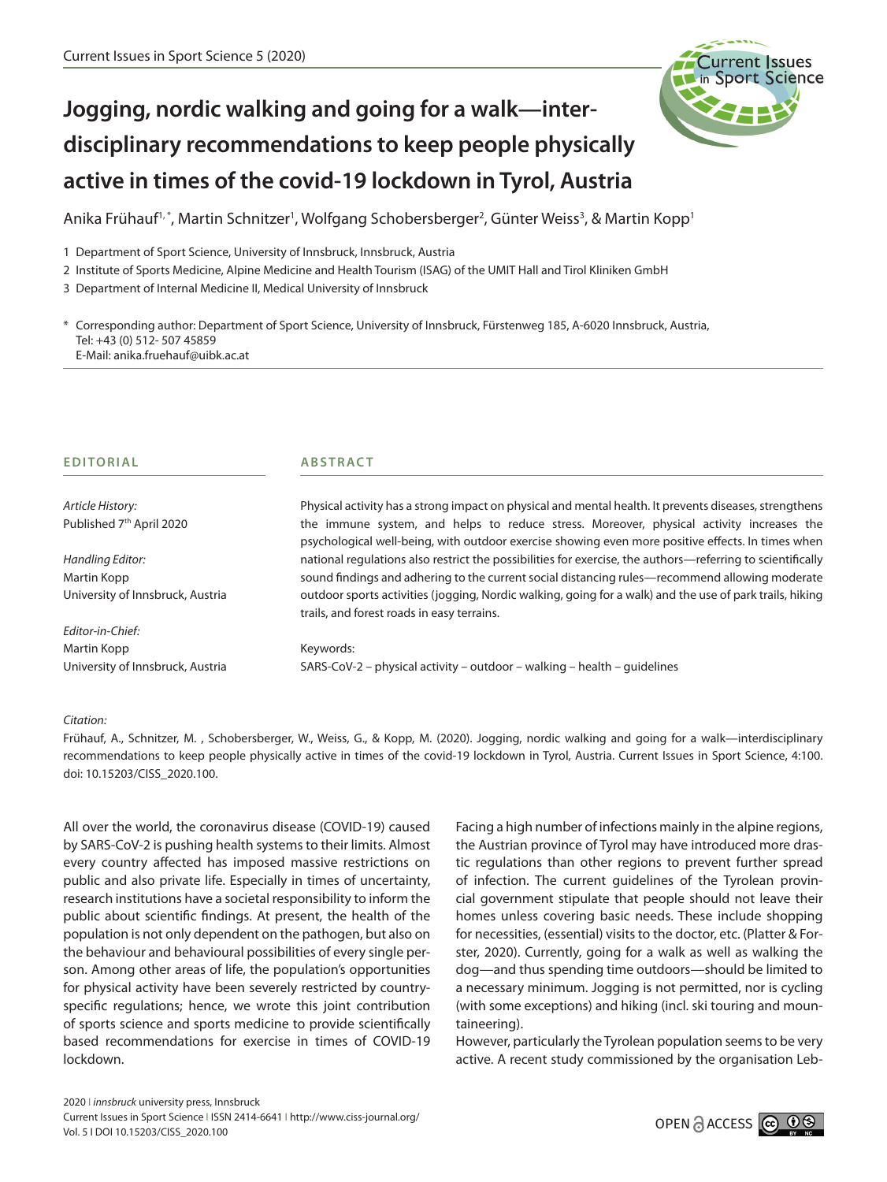# Jogging, nordic walking and going for a walk—interdisciplinary recommendations to keep people physically active in times of the covid-19 lockdown in Tyrol, Austria

Anika Frühauf[1,*], Martin Schnitzer[1], Wolfgang Schobersberger[2], Günter Weiss[3], & Martin Kopp[1]

1 Department of Sport Science, University of Innsbruck, Innsbruck, Austria

2 Institute of Sports Medicine, Alpine Medicine and Health Tourism (ISAG) of the UMIT Hall and Tirol Kliniken GmbH

3 Department of Internal Medicine II, Medical University of Innsbruck

\* Corresponding author: Department of Sport Science, University of Innsbruck, Fürstenweg 185, A-6020 Innsbruck, Austria,
Tel: +43 (0) 512- 507 45859
E-Mail: anika.fruehauf@uibk.ac.at

**EDITORIAL**

*Article History:*
Published 7th April 2020

*Handling Editor:*
Martin Kopp
University of Innsbruck, Austria

*Editor-in-Chief:*
Martin Kopp
University of Innsbruck, Austria

**ABSTRACT**

Physical activity has a strong impact on physical and mental health. It prevents diseases, strengthens the immune system, and helps to reduce stress. Moreover, physical activity increases the psychological well-being, with outdoor exercise showing even more positive effects. In times when national regulations also restrict the possibilities for exercise, the authors—referring to scientifically sound findings and adhering to the current social distancing rules—recommend allowing moderate outdoor sports activities (jogging, Nordic walking, going for a walk) and the use of park trails, hiking trails, and forest roads in easy terrains.

Keywords:
SARS-CoV-2 – physical activity – outdoor – walking – health – guidelines

*Citation:*
Frühauf, A., Schnitzer, M. , Schobersberger, W., Weiss, G., & Kopp, M. (2020). Jogging, nordic walking and going for a walk—interdisciplinary recommendations to keep people physically active in times of the covid-19 lockdown in Tyrol, Austria. Current Issues in Sport Science, 4:100. doi: 10.15203/CISS_2020.100.

All over the world, the coronavirus disease (COVID-19) caused by SARS-CoV-2 is pushing health systems to their limits. Almost every country affected has imposed massive restrictions on public and also private life. Especially in times of uncertainty, research institutions have a societal responsibility to inform the public about scientific findings. At present, the health of the population is not only dependent on the pathogen, but also on the behaviour and behavioural possibilities of every single person. Among other areas of life, the population's opportunities for physical activity have been severely restricted by country-specific regulations; hence, we wrote this joint contribution of sports science and sports medicine to provide scientifically based recommendations for exercise in times of COVID-19 lockdown.

Facing a high number of infections mainly in the alpine regions, the Austrian province of Tyrol may have introduced more drastic regulations than other regions to prevent further spread of infection. The current guidelines of the Tyrolean provincial government stipulate that people should not leave their homes unless covering basic needs. These include shopping for necessities, (essential) visits to the doctor, etc. (Platter & Forster, 2020). Currently, going for a walk as well as walking the dog—and thus spending time outdoors—should be limited to a necessary minimum. Jogging is not permitted, nor is cycling (with some exceptions) and hiking (incl. ski touring and mountaineering).

However, particularly the Tyrolean population seems to be very active. A recent study commissioned by the organisation Leb-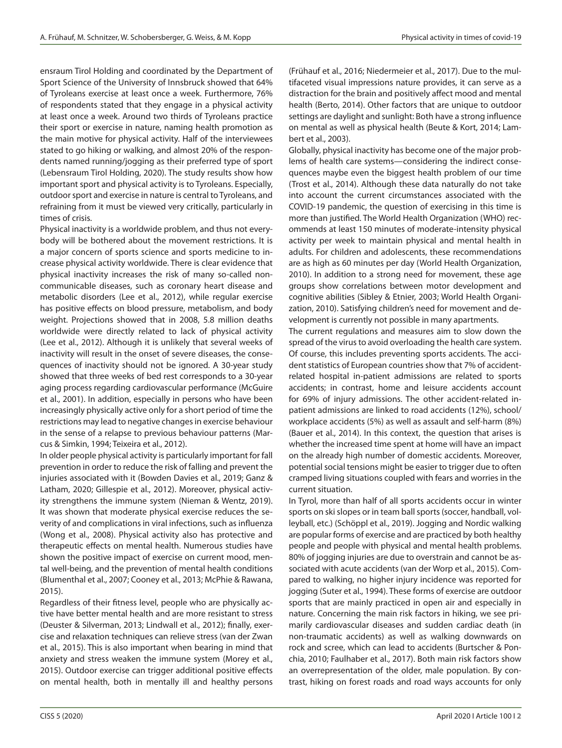ensraum Tirol Holding and coordinated by the Department of Sport Science of the University of Innsbruck showed that 64% of Tyroleans exercise at least once a week. Furthermore, 76% of respondents stated that they engage in a physical activity at least once a week. Around two thirds of Tyroleans practice their sport or exercise in nature, naming health promotion as the main motive for physical activity. Half of the interviewees stated to go hiking or walking, and almost 20% of the respondents named running/jogging as their preferred type of sport (Lebensraum Tirol Holding, 2020). The study results show how important sport and physical activity is to Tyroleans. Especially, outdoor sport and exercise in nature is central to Tyroleans, and refraining from it must be viewed very critically, particularly in times of crisis.

Physical inactivity is a worldwide problem, and thus not everybody will be bothered about the movement restrictions. It is a major concern of sports science and sports medicine to increase physical activity worldwide. There is clear evidence that physical inactivity increases the risk of many so-called non-communicable diseases, such as coronary heart disease and metabolic disorders (Lee et al., 2012), while regular exercise has positive effects on blood pressure, metabolism, and body weight. Projections showed that in 2008, 5.8 million deaths worldwide were directly related to lack of physical activity (Lee et al., 2012). Although it is unlikely that several weeks of inactivity will result in the onset of severe diseases, the consequences of inactivity should not be ignored. A 30-year study showed that three weeks of bed rest corresponds to a 30-year aging process regarding cardiovascular performance (McGuire et al., 2001). In addition, especially in persons who have been increasingly physically active only for a short period of time the restrictions may lead to negative changes in exercise behaviour in the sense of a relapse to previous behaviour patterns (Marcus & Simkin, 1994; Teixeira et al., 2012).

In older people physical activity is particularly important for fall prevention in order to reduce the risk of falling and prevent the injuries associated with it (Bowden Davies et al., 2019; Ganz & Latham, 2020; Gillespie et al., 2012). Moreover, physical activity strengthens the immune system (Nieman & Wentz, 2019). It was shown that moderate physical exercise reduces the severity of and complications in viral infections, such as influenza (Wong et al., 2008). Physical activity also has protective and therapeutic effects on mental health. Numerous studies have shown the positive impact of exercise on current mood, mental well-being, and the prevention of mental health conditions (Blumenthal et al., 2007; Cooney et al., 2013; McPhie & Rawana, 2015).

Regardless of their fitness level, people who are physically active have better mental health and are more resistant to stress (Deuster & Silverman, 2013; Lindwall et al., 2012); finally, exercise and relaxation techniques can relieve stress (van der Zwan et al., 2015). This is also important when bearing in mind that anxiety and stress weaken the immune system (Morey et al., 2015). Outdoor exercise can trigger additional positive effects on mental health, both in mentally ill and healthy persons (Frühauf et al., 2016; Niedermeier et al., 2017). Due to the multifaceted visual impressions nature provides, it can serve as a distraction for the brain and positively affect mood and mental health (Berto, 2014). Other factors that are unique to outdoor settings are daylight and sunlight: Both have a strong influence on mental as well as physical health (Beute & Kort, 2014; Lambert et al., 2003).

Globally, physical inactivity has become one of the major problems of health care systems—considering the indirect consequences maybe even the biggest health problem of our time (Trost et al., 2014). Although these data naturally do not take into account the current circumstances associated with the COVID-19 pandemic, the question of exercising in this time is more than justified. The World Health Organization (WHO) recommends at least 150 minutes of moderate-intensity physical activity per week to maintain physical and mental health in adults. For children and adolescents, these recommendations are as high as 60 minutes per day (World Health Organization, 2010). In addition to a strong need for movement, these age groups show correlations between motor development and cognitive abilities (Sibley & Etnier, 2003; World Health Organization, 2010). Satisfying children's need for movement and development is currently not possible in many apartments.

The current regulations and measures aim to slow down the spread of the virus to avoid overloading the health care system. Of course, this includes preventing sports accidents. The accident statistics of European countries show that 7% of accident-related hospital in-patient admissions are related to sports accidents; in contrast, home and leisure accidents account for 69% of injury admissions. The other accident-related in-patient admissions are linked to road accidents (12%), school/workplace accidents (5%) as well as assault and self-harm (8%) (Bauer et al., 2014). In this context, the question that arises is whether the increased time spent at home will have an impact on the already high number of domestic accidents. Moreover, potential social tensions might be easier to trigger due to often cramped living situations coupled with fears and worries in the current situation.

In Tyrol, more than half of all sports accidents occur in winter sports on ski slopes or in team ball sports (soccer, handball, volleyball, etc.) (Schöppl et al., 2019). Jogging and Nordic walking are popular forms of exercise and are practiced by both healthy people and people with physical and mental health problems. 80% of jogging injuries are due to overstrain and cannot be associated with acute accidents (van der Worp et al., 2015). Compared to walking, no higher injury incidence was reported for jogging (Suter et al., 1994). These forms of exercise are outdoor sports that are mainly practiced in open air and especially in nature. Concerning the main risk factors in hiking, we see primarily cardiovascular diseases and sudden cardiac death (in non-traumatic accidents) as well as walking downwards on rock and scree, which can lead to accidents (Burtscher & Ponchia, 2010; Faulhaber et al., 2017). Both main risk factors show an overrepresentation of the older, male population. By contrast, hiking on forest roads and road ways accounts for only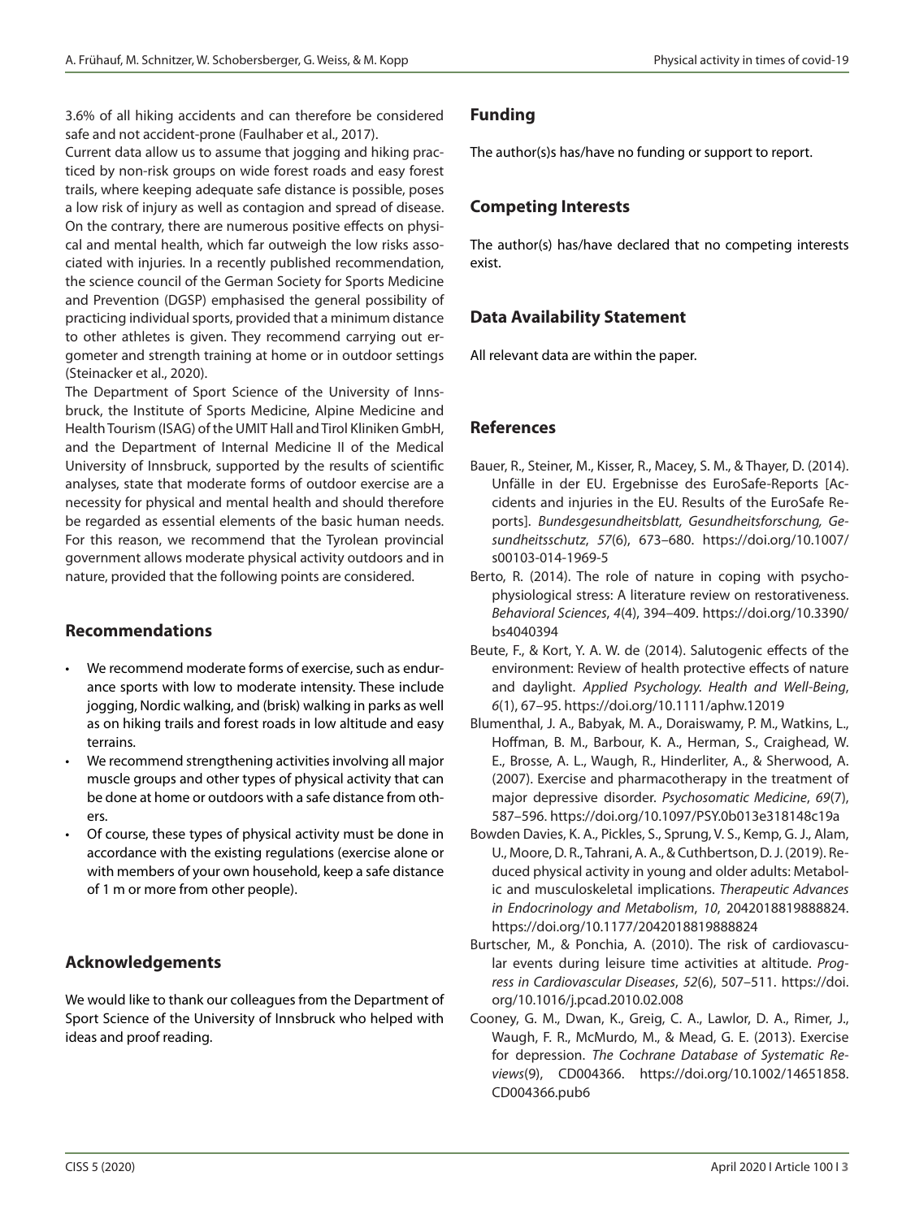3.6% of all hiking accidents and can therefore be considered safe and not accident-prone (Faulhaber et al., 2017).

Current data allow us to assume that jogging and hiking practiced by non-risk groups on wide forest roads and easy forest trails, where keeping adequate safe distance is possible, poses a low risk of injury as well as contagion and spread of disease. On the contrary, there are numerous positive effects on physical and mental health, which far outweigh the low risks associated with injuries. In a recently published recommendation, the science council of the German Society for Sports Medicine and Prevention (DGSP) emphasised the general possibility of practicing individual sports, provided that a minimum distance to other athletes is given. They recommend carrying out ergometer and strength training at home or in outdoor settings (Steinacker et al., 2020).

The Department of Sport Science of the University of Innsbruck, the Institute of Sports Medicine, Alpine Medicine and Health Tourism (ISAG) of the UMIT Hall and Tirol Kliniken GmbH, and the Department of Internal Medicine II of the Medical University of Innsbruck, supported by the results of scientific analyses, state that moderate forms of outdoor exercise are a necessity for physical and mental health and should therefore be regarded as essential elements of the basic human needs. For this reason, we recommend that the Tyrolean provincial government allows moderate physical activity outdoors and in nature, provided that the following points are considered.

## Recommendations

- We recommend moderate forms of exercise, such as endurance sports with low to moderate intensity. These include jogging, Nordic walking, and (brisk) walking in parks as well as on hiking trails and forest roads in low altitude and easy terrains.
- We recommend strengthening activities involving all major muscle groups and other types of physical activity that can be done at home or outdoors with a safe distance from others.
- Of course, these types of physical activity must be done in accordance with the existing regulations (exercise alone or with members of your own household, keep a safe distance of 1 m or more from other people).

## Acknowledgements

We would like to thank our colleagues from the Department of Sport Science of the University of Innsbruck who helped with ideas and proof reading.

## Funding

The author(s)s has/have no funding or support to report.

## Competing Interests

The author(s) has/have declared that no competing interests exist.

## Data Availability Statement

All relevant data are within the paper.

## References

Bauer, R., Steiner, M., Kisser, R., Macey, S. M., & Thayer, D. (2014). Unfälle in der EU. Ergebnisse des EuroSafe-Reports [Accidents and injuries in the EU. Results of the EuroSafe Reports]. *Bundesgesundheitsblatt, Gesundheitsforschung, Gesundheitsschutz*, *57*(6), 673–680. https://doi.org/10.1007/s00103-014-1969-5

Berto, R. (2014). The role of nature in coping with psychophysiological stress: A literature review on restorativeness. *Behavioral Sciences*, *4*(4), 394–409. https://doi.org/10.3390/bs4040394

Beute, F., & Kort, Y. A. W. de (2014). Salutogenic effects of the environment: Review of health protective effects of nature and daylight. *Applied Psychology. Health and Well-Being*, *6*(1), 67–95. https://doi.org/10.1111/aphw.12019

Blumenthal, J. A., Babyak, M. A., Doraiswamy, P. M., Watkins, L., Hoffman, B. M., Barbour, K. A., Herman, S., Craighead, W. E., Brosse, A. L., Waugh, R., Hinderliter, A., & Sherwood, A. (2007). Exercise and pharmacotherapy in the treatment of major depressive disorder. *Psychosomatic Medicine*, *69*(7), 587–596. https://doi.org/10.1097/PSY.0b013e318148c19a

Bowden Davies, K. A., Pickles, S., Sprung, V. S., Kemp, G. J., Alam, U., Moore, D. R., Tahrani, A. A., & Cuthbertson, D. J. (2019). Reduced physical activity in young and older adults: Metabolic and musculoskeletal implications. *Therapeutic Advances in Endocrinology and Metabolism*, *10*, 2042018819888824. https://doi.org/10.1177/2042018819888824

Burtscher, M., & Ponchia, A. (2010). The risk of cardiovascular events during leisure time activities at altitude. *Progress in Cardiovascular Diseases*, *52*(6), 507–511. https://doi.org/10.1016/j.pcad.2010.02.008

Cooney, G. M., Dwan, K., Greig, C. A., Lawlor, D. A., Rimer, J., Waugh, F. R., McMurdo, M., & Mead, G. E. (2013). Exercise for depression. *The Cochrane Database of Systematic Reviews*(9), CD004366. https://doi.org/10.1002/14651858.CD004366.pub6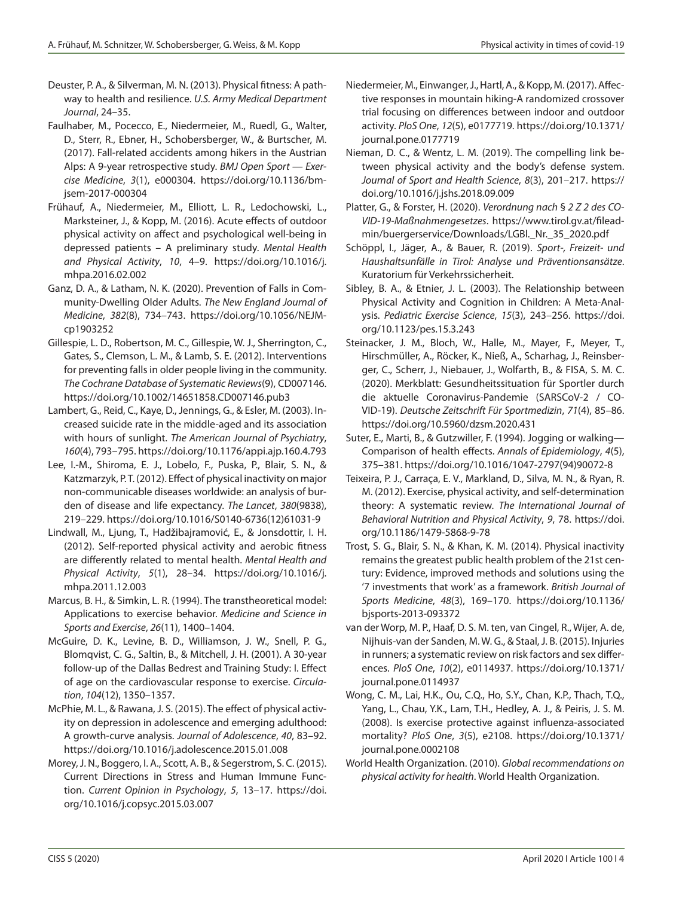Deuster, P. A., & Silverman, M. N. (2013). Physical fitness: A pathway to health and resilience. *U.S. Army Medical Department Journal*, 24–35.

Faulhaber, M., Pocecco, E., Niedermeier, M., Ruedl, G., Walter, D., Sterr, R., Ebner, H., Schobersberger, W., & Burtscher, M. (2017). Fall-related accidents among hikers in the Austrian Alps: A 9-year retrospective study. *BMJ Open Sport — Exercise Medicine*, *3*(1), e000304. https://doi.org/10.1136/bmjsem-2017-000304

Frühauf, A., Niedermeier, M., Elliott, L. R., Ledochowski, L., Marksteiner, J., & Kopp, M. (2016). Acute effects of outdoor physical activity on affect and psychological well-being in depressed patients – A preliminary study. *Mental Health and Physical Activity*, *10*, 4–9. https://doi.org/10.1016/j.mhpa.2016.02.002

Ganz, D. A., & Latham, N. K. (2020). Prevention of Falls in Community-Dwelling Older Adults. *The New England Journal of Medicine*, *382*(8), 734–743. https://doi.org/10.1056/NEJMcp1903252

Gillespie, L. D., Robertson, M. C., Gillespie, W. J., Sherrington, C., Gates, S., Clemson, L. M., & Lamb, S. E. (2012). Interventions for preventing falls in older people living in the community. *The Cochrane Database of Systematic Reviews*(9), CD007146. https://doi.org/10.1002/14651858.CD007146.pub3

Lambert, G., Reid, C., Kaye, D., Jennings, G., & Esler, M. (2003). Increased suicide rate in the middle-aged and its association with hours of sunlight. *The American Journal of Psychiatry*, *160*(4), 793–795. https://doi.org/10.1176/appi.ajp.160.4.793

Lee, I.-M., Shiroma, E. J., Lobelo, F., Puska, P., Blair, S. N., & Katzmarzyk, P. T. (2012). Effect of physical inactivity on major non-communicable diseases worldwide: an analysis of burden of disease and life expectancy. *The Lancet*, *380*(9838), 219–229. https://doi.org/10.1016/S0140-6736(12)61031-9

Lindwall, M., Ljung, T., Hadžibajramović, E., & Jonsdottir, I. H. (2012). Self-reported physical activity and aerobic fitness are differently related to mental health. *Mental Health and Physical Activity*, *5*(1), 28–34. https://doi.org/10.1016/j.mhpa.2011.12.003

Marcus, B. H., & Simkin, L. R. (1994). The transtheoretical model: Applications to exercise behavior. *Medicine and Science in Sports and Exercise*, *26*(11), 1400–1404.

McGuire, D. K., Levine, B. D., Williamson, J. W., Snell, P. G., Blomqvist, C. G., Saltin, B., & Mitchell, J. H. (2001). A 30-year follow-up of the Dallas Bedrest and Training Study: I. Effect of age on the cardiovascular response to exercise. *Circulation*, *104*(12), 1350–1357.

McPhie, M. L., & Rawana, J. S. (2015). The effect of physical activity on depression in adolescence and emerging adulthood: A growth-curve analysis. *Journal of Adolescence*, *40*, 83–92. https://doi.org/10.1016/j.adolescence.2015.01.008

Morey, J. N., Boggero, I. A., Scott, A. B., & Segerstrom, S. C. (2015). Current Directions in Stress and Human Immune Function. *Current Opinion in Psychology*, *5*, 13–17. https://doi.org/10.1016/j.copsyc.2015.03.007

Niedermeier, M., Einwanger, J., Hartl, A., & Kopp, M. (2017). Affective responses in mountain hiking-A randomized crossover trial focusing on differences between indoor and outdoor activity. *PloS One*, *12*(5), e0177719. https://doi.org/10.1371/journal.pone.0177719

Nieman, D. C., & Wentz, L. M. (2019). The compelling link between physical activity and the body's defense system. *Journal of Sport and Health Science*, *8*(3), 201–217. https://doi.org/10.1016/j.jshs.2018.09.009

Platter, G., & Forster, H. (2020). *Verordnung nach § 2 Z 2 des COVID-19-Maßnahmengesetzes*. https://www.tirol.gv.at/fileadmin/buergerservice/Downloads/LGBl._Nr._35_2020.pdf

Schöppl, I., Jäger, A., & Bauer, R. (2019). *Sport-, Freizeit- und Haushaltsunfälle in Tirol: Analyse und Präventionsansätze*. Kuratorium für Verkehrssicherheit.

Sibley, B. A., & Etnier, J. L. (2003). The Relationship between Physical Activity and Cognition in Children: A Meta-Analysis. *Pediatric Exercise Science*, *15*(3), 243–256. https://doi.org/10.1123/pes.15.3.243

Steinacker, J. M., Bloch, W., Halle, M., Mayer, F., Meyer, T., Hirschmüller, A., Röcker, K., Nieß, A., Scharhag, J., Reinsberger, C., Scherr, J., Niebauer, J., Wolfarth, B., & FISA, S. M. C. (2020). Merkblatt: Gesundheitssituation für Sportler durch die aktuelle Coronavirus-Pandemie (SARSCoV-2 / COVID-19). *Deutsche Zeitschrift Für Sportmedizin*, *71*(4), 85–86. https://doi.org/10.5960/dzsm.2020.431

Suter, E., Marti, B., & Gutzwiller, F. (1994). Jogging or walking—Comparison of health effects. *Annals of Epidemiology*, *4*(5), 375–381. https://doi.org/10.1016/1047-2797(94)90072-8

Teixeira, P. J., Carraça, E. V., Markland, D., Silva, M. N., & Ryan, R. M. (2012). Exercise, physical activity, and self-determination theory: A systematic review. *The International Journal of Behavioral Nutrition and Physical Activity*, *9*, 78. https://doi.org/10.1186/1479-5868-9-78

Trost, S. G., Blair, S. N., & Khan, K. M. (2014). Physical inactivity remains the greatest public health problem of the 21st century: Evidence, improved methods and solutions using the '7 investments that work' as a framework. *British Journal of Sports Medicine*, *48*(3), 169–170. https://doi.org/10.1136/bjsports-2013-093372

van der Worp, M. P., Haaf, D. S. M. ten, van Cingel, R., Wijer, A. de, Nijhuis-van der Sanden, M. W. G., & Staal, J. B. (2015). Injuries in runners; a systematic review on risk factors and sex differences. *PloS One*, *10*(2), e0114937. https://doi.org/10.1371/journal.pone.0114937

Wong, C. M., Lai, H.K., Ou, C.Q., Ho, S.Y., Chan, K.P., Thach, T.Q., Yang, L., Chau, Y.K., Lam, T.H., Hedley, A. J., & Peiris, J. S. M. (2008). Is exercise protective against influenza-associated mortality? *PloS One*, *3*(5), e2108. https://doi.org/10.1371/journal.pone.0002108

World Health Organization. (2010). *Global recommendations on physical activity for health*. World Health Organization.